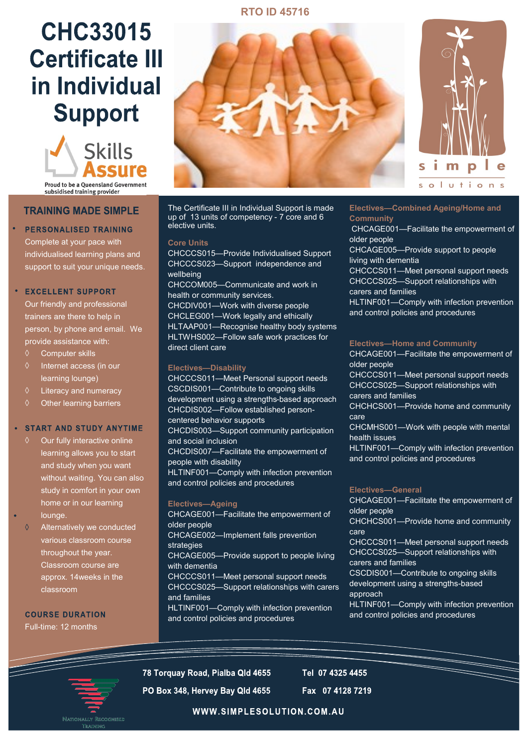RTO ID 45716

# CHC33015 Certificate III in Individual Support

Skills Assure

Proud to be a Queensland Government subsidised training provider

simple solutions

## TRAINING MADE SIMPLE

- **PERSONALISED TRAINING**
  Complete at your pace with individualised learning plans and support to suit your unique needs.

- **EXCELLENT SUPPORT**
  Our friendly and professional trainers are there to help in person, by phone and email. We provide assistance with:
  - Computer skills
  - Internet access (in our learning lounge)
  - Literacy and numeracy
  - Other learning barriers

- **START AND STUDY ANYTIME**
  - Our fully interactive online learning allows you to start and study when you want without waiting. You can also study in comfort in your own home or in our learning lounge.
  - Alternatively we conducted various classroom course throughout the year. Classroom course are approx. 14weeks in the classroom

**COURSE DURATION**

Full-time: 12 months

The Certificate III in Individual Support is made up of 13 units of competency - 7 core and 6 elective units.

### Core Units

CHCCCS015—Provide Individualised Support
CHCCCS023—Support independence and wellbeing
CHCCOM005—Communicate and work in health or community services.
CHCDIV001—Work with diverse people
CHCLEG001—Work legally and ethically
HLTAAP001—Recognise healthy body systems
HLTWHS002—Follow safe work practices for direct client care

### Electives—Disability

CHCCCS011—Meet Personal support needs
CSCDIS001—Contribute to ongoing skills development using a strengths-based approach
CHCDIS002—Follow established person-centered behavior supports
CHCDIS003—Support community participation and social inclusion
CHCDIS007—Facilitate the empowerment of people with disability
HLTINF001—Comply with infection prevention and control policies and procedures

### Electives—Ageing

CHCAGE001—Facilitate the empowerment of older people
CHCAGE002—Implement falls prevention strategies
CHCAGE005—Provide support to people living with dementia
CHCCCS011—Meet personal support needs
CHCCCS025—Support relationships with carers and families
HLTINF001—Comply with infection prevention and control policies and procedures

### Electives—Combined Ageing/Home and Community

CHCAGE001—Facilitate the empowerment of older people
CHCAGE005—Provide support to people living with dementia
CHCCCS011—Meet personal support needs
CHCCCS025—Support relationships with carers and families
HLTINF001—Comply with infection prevention and control policies and procedures

### Electives—Home and Community

CHCAGE001—Facilitate the empowerment of older people
CHCCCS011—Meet personal support needs
CHCCCS025—Support relationships with carers and families
CHCHCS001—Provide home and community care
CHCMHS001—Work with people with mental health issues
HLTINF001—Comply with infection prevention and control policies and procedures

### Electives—General

CHCAGE001—Facilitate the empowerment of older people
CHCHCS001—Provide home and community care
CHCCCS011—Meet personal support needs
CHCCCS025—Support relationships with carers and families
CSCDIS001—Contribute to ongoing skills development using a strengths-based approach
HLTINF001—Comply with infection prevention and control policies and procedures

Nationally Recognised Training

**78 Torquay Road, Pialba Qld 4655** **Tel 07 4325 4455**

**PO Box 348, Hervey Bay Qld 4655** **Fax 07 4128 7219**

**WWW.SIMPLESOLUTION.COM.AU**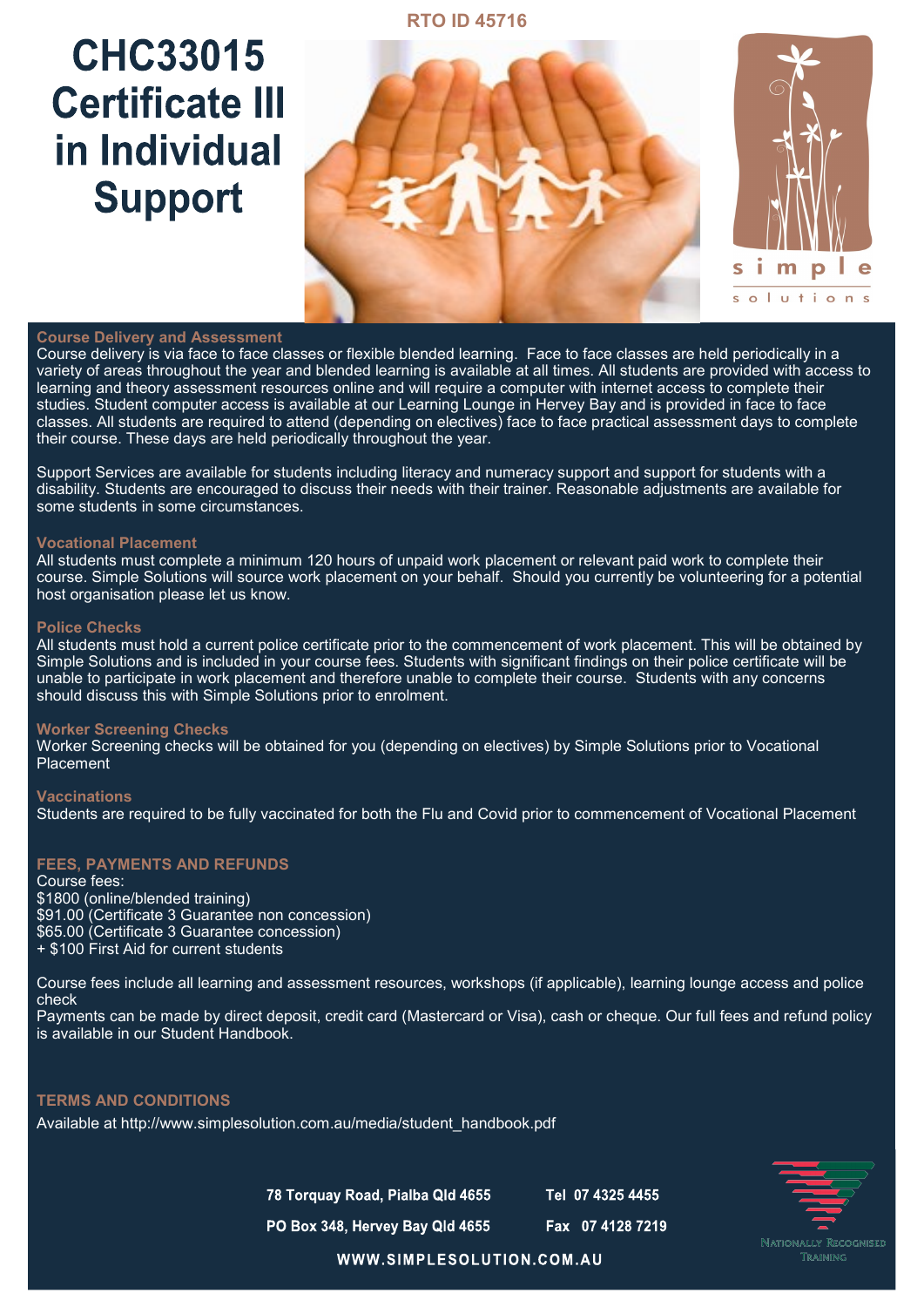RTO ID 45716

# CHC33015 Certificate III in Individual Support

simple solutions

### Course Delivery and Assessment

Course delivery is via face to face classes or flexible blended learning. Face to face classes are held periodically in a variety of areas throughout the year and blended learning is available at all times. All students are provided with access to learning and theory assessment resources online and will require a computer with internet access to complete their studies. Student computer access is available at our Learning Lounge in Hervey Bay and is provided in face to face classes. All students are required to attend (depending on electives) face to face practical assessment days to complete their course. These days are held periodically throughout the year.

Support Services are available for students including literacy and numeracy support and support for students with a disability. Students are encouraged to discuss their needs with their trainer. Reasonable adjustments are available for some students in some circumstances.

### Vocational Placement

All students must complete a minimum 120 hours of unpaid work placement or relevant paid work to complete their course. Simple Solutions will source work placement on your behalf. Should you currently be volunteering for a potential host organisation please let us know.

### Police Checks

All students must hold a current police certificate prior to the commencement of work placement. This will be obtained by Simple Solutions and is included in your course fees. Students with significant findings on their police certificate will be unable to participate in work placement and therefore unable to complete their course. Students with any concerns should discuss this with Simple Solutions prior to enrolment.

### Worker Screening Checks

Worker Screening checks will be obtained for you (depending on electives) by Simple Solutions prior to Vocational Placement

### Vaccinations

Students are required to be fully vaccinated for both the Flu and Covid prior to commencement of Vocational Placement

## FEES, PAYMENTS AND REFUNDS

Course fees:
$1800 (online/blended training)
$91.00 (Certificate 3 Guarantee non concession)
$65.00 (Certificate 3 Guarantee concession)
+ $100 First Aid for current students

Course fees include all learning and assessment resources, workshops (if applicable), learning lounge access and police check
Payments can be made by direct deposit, credit card (Mastercard or Visa), cash or cheque. Our full fees and refund policy is available in our Student Handbook.

## TERMS AND CONDITIONS

Available at http://www.simplesolution.com.au/media/student_handbook.pdf

**78 Torquay Road, Pialba Qld 4655** **Tel 07 4325 4455**
**PO Box 348, Hervey Bay Qld 4655** **Fax 07 4128 7219**

**WWW.SIMPLESOLUTION.COM.AU**

Nationally Recognised Training